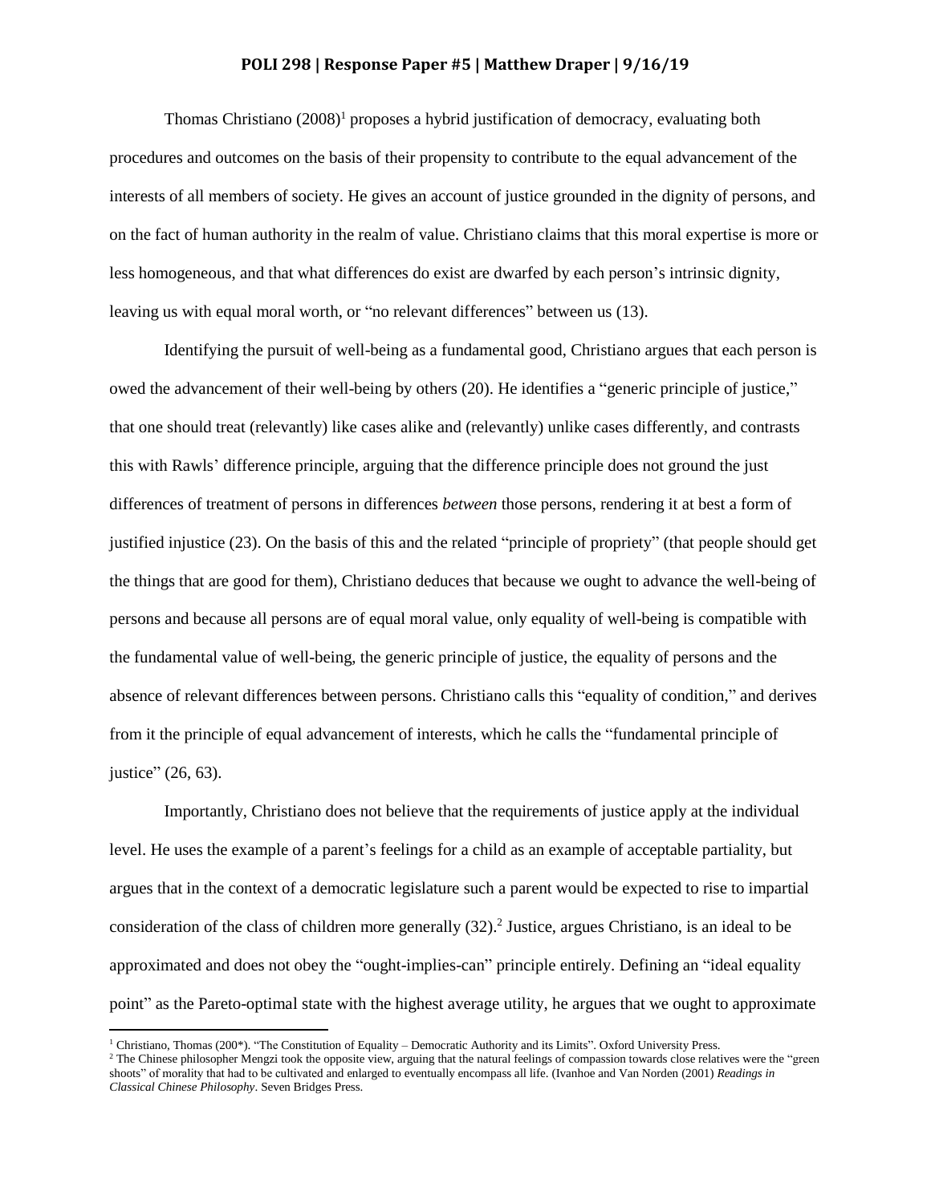**POLI 298 | Response Paper #5 | Matthew Draper | 9/16/19**

Thomas Christiano (2008)[1] proposes a hybrid justification of democracy, evaluating both procedures and outcomes on the basis of their propensity to contribute to the equal advancement of the interests of all members of society. He gives an account of justice grounded in the dignity of persons, and on the fact of human authority in the realm of value. Christiano claims that this moral expertise is more or less homogeneous, and that what differences do exist are dwarfed by each person's intrinsic dignity, leaving us with equal moral worth, or "no relevant differences" between us (13).

Identifying the pursuit of well-being as a fundamental good, Christiano argues that each person is owed the advancement of their well-being by others (20). He identifies a "generic principle of justice," that one should treat (relevantly) like cases alike and (relevantly) unlike cases differently, and contrasts this with Rawls' difference principle, arguing that the difference principle does not ground the just differences of treatment of persons in differences *between* those persons, rendering it at best a form of justified injustice (23). On the basis of this and the related "principle of propriety" (that people should get the things that are good for them), Christiano deduces that because we ought to advance the well-being of persons and because all persons are of equal moral value, only equality of well-being is compatible with the fundamental value of well-being, the generic principle of justice, the equality of persons and the absence of relevant differences between persons. Christiano calls this "equality of condition," and derives from it the principle of equal advancement of interests, which he calls the "fundamental principle of justice" (26, 63).

Importantly, Christiano does not believe that the requirements of justice apply at the individual level. He uses the example of a parent's feelings for a child as an example of acceptable partiality, but argues that in the context of a democratic legislature such a parent would be expected to rise to impartial consideration of the class of children more generally (32).[2] Justice, argues Christiano, is an ideal to be approximated and does not obey the "ought-implies-can" principle entirely. Defining an "ideal equality point" as the Pareto-optimal state with the highest average utility, he argues that we ought to approximate

---

[1] Christiano, Thomas (200*). "The Constitution of Equality – Democratic Authority and its Limits". Oxford University Press.

[2] The Chinese philosopher Mengzi took the opposite view, arguing that the natural feelings of compassion towards close relatives were the "green shoots" of morality that had to be cultivated and enlarged to eventually encompass all life. (Ivanhoe and Van Norden (2001) *Readings in Classical Chinese Philosophy*. Seven Bridges Press.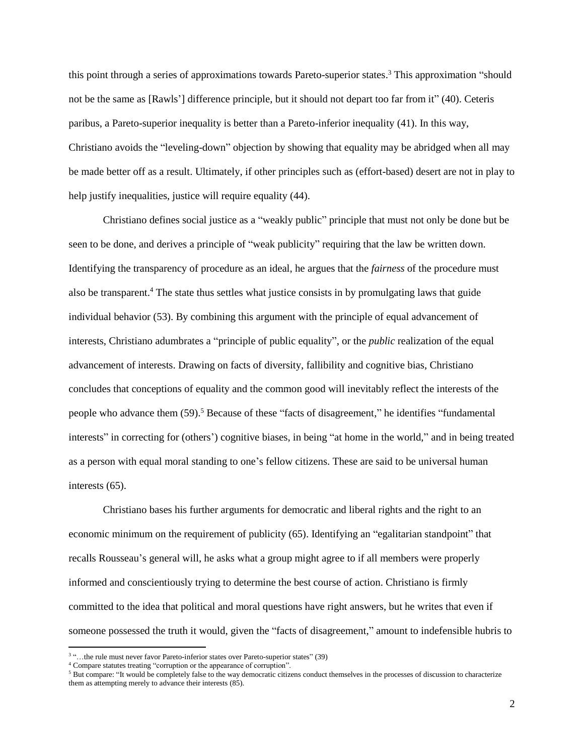this point through a series of approximations towards Pareto-superior states.[3] This approximation "should not be the same as [Rawls'] difference principle, but it should not depart too far from it" (40). Ceteris paribus, a Pareto-superior inequality is better than a Pareto-inferior inequality (41). In this way, Christiano avoids the "leveling-down" objection by showing that equality may be abridged when all may be made better off as a result. Ultimately, if other principles such as (effort-based) desert are not in play to help justify inequalities, justice will require equality (44).

Christiano defines social justice as a "weakly public" principle that must not only be done but be seen to be done, and derives a principle of "weak publicity" requiring that the law be written down. Identifying the transparency of procedure as an ideal, he argues that the *fairness* of the procedure must also be transparent.[4] The state thus settles what justice consists in by promulgating laws that guide individual behavior (53). By combining this argument with the principle of equal advancement of interests, Christiano adumbrates a "principle of public equality", or the *public* realization of the equal advancement of interests. Drawing on facts of diversity, fallibility and cognitive bias, Christiano concludes that conceptions of equality and the common good will inevitably reflect the interests of the people who advance them (59).[5] Because of these "facts of disagreement," he identifies "fundamental interests" in correcting for (others') cognitive biases, in being "at home in the world," and in being treated as a person with equal moral standing to one's fellow citizens. These are said to be universal human interests (65).

Christiano bases his further arguments for democratic and liberal rights and the right to an economic minimum on the requirement of publicity (65). Identifying an "egalitarian standpoint" that recalls Rousseau's general will, he asks what a group might agree to if all members were properly informed and conscientiously trying to determine the best course of action. Christiano is firmly committed to the idea that political and moral questions have right answers, but he writes that even if someone possessed the truth it would, given the "facts of disagreement," amount to indefensible hubris to

[3] "…the rule must never favor Pareto-inferior states over Pareto-superior states" (39)

[4] Compare statutes treating "corruption or the appearance of corruption".

[5] But compare: "It would be completely false to the way democratic citizens conduct themselves in the processes of discussion to characterize them as attempting merely to advance their interests (85).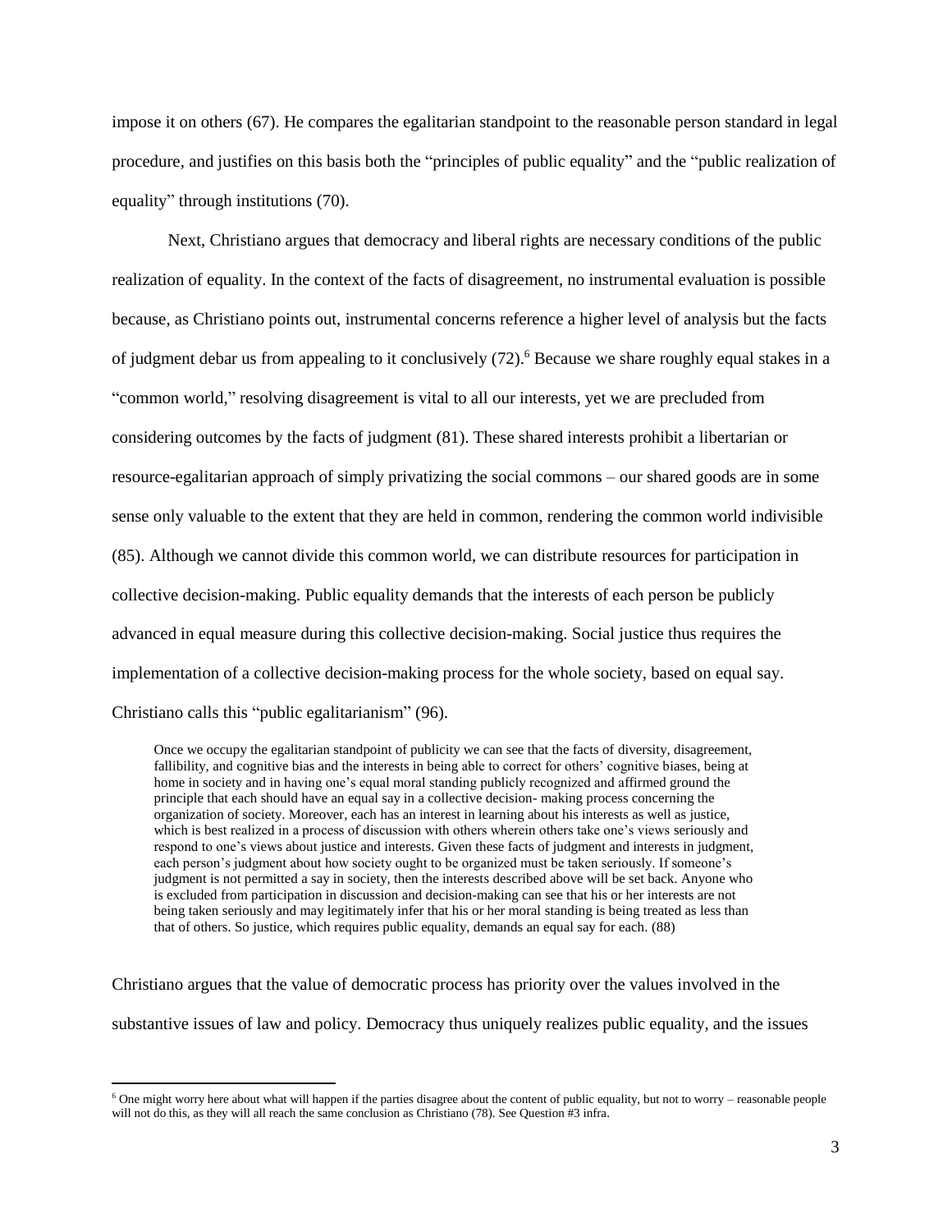impose it on others (67). He compares the egalitarian standpoint to the reasonable person standard in legal procedure, and justifies on this basis both the "principles of public equality" and the "public realization of equality" through institutions (70).

Next, Christiano argues that democracy and liberal rights are necessary conditions of the public realization of equality. In the context of the facts of disagreement, no instrumental evaluation is possible because, as Christiano points out, instrumental concerns reference a higher level of analysis but the facts of judgment debar us from appealing to it conclusively (72).[6] Because we share roughly equal stakes in a "common world," resolving disagreement is vital to all our interests, yet we are precluded from considering outcomes by the facts of judgment (81). These shared interests prohibit a libertarian or resource-egalitarian approach of simply privatizing the social commons – our shared goods are in some sense only valuable to the extent that they are held in common, rendering the common world indivisible (85). Although we cannot divide this common world, we can distribute resources for participation in collective decision-making. Public equality demands that the interests of each person be publicly advanced in equal measure during this collective decision-making. Social justice thus requires the implementation of a collective decision-making process for the whole society, based on equal say. Christiano calls this "public egalitarianism" (96).

> Once we occupy the egalitarian standpoint of publicity we can see that the facts of diversity, disagreement, fallibility, and cognitive bias and the interests in being able to correct for others' cognitive biases, being at home in society and in having one's equal moral standing publicly recognized and affirmed ground the principle that each should have an equal say in a collective decision- making process concerning the organization of society. Moreover, each has an interest in learning about his interests as well as justice, which is best realized in a process of discussion with others wherein others take one's views seriously and respond to one's views about justice and interests. Given these facts of judgment and interests in judgment, each person's judgment about how society ought to be organized must be taken seriously. If someone's judgment is not permitted a say in society, then the interests described above will be set back. Anyone who is excluded from participation in discussion and decision-making can see that his or her interests are not being taken seriously and may legitimately infer that his or her moral standing is being treated as less than that of others. So justice, which requires public equality, demands an equal say for each. (88)

Christiano argues that the value of democratic process has priority over the values involved in the substantive issues of law and policy. Democracy thus uniquely realizes public equality, and the issues

---

[6] One might worry here about what will happen if the parties disagree about the content of public equality, but not to worry – reasonable people will not do this, as they will all reach the same conclusion as Christiano (78). See Question #3 infra.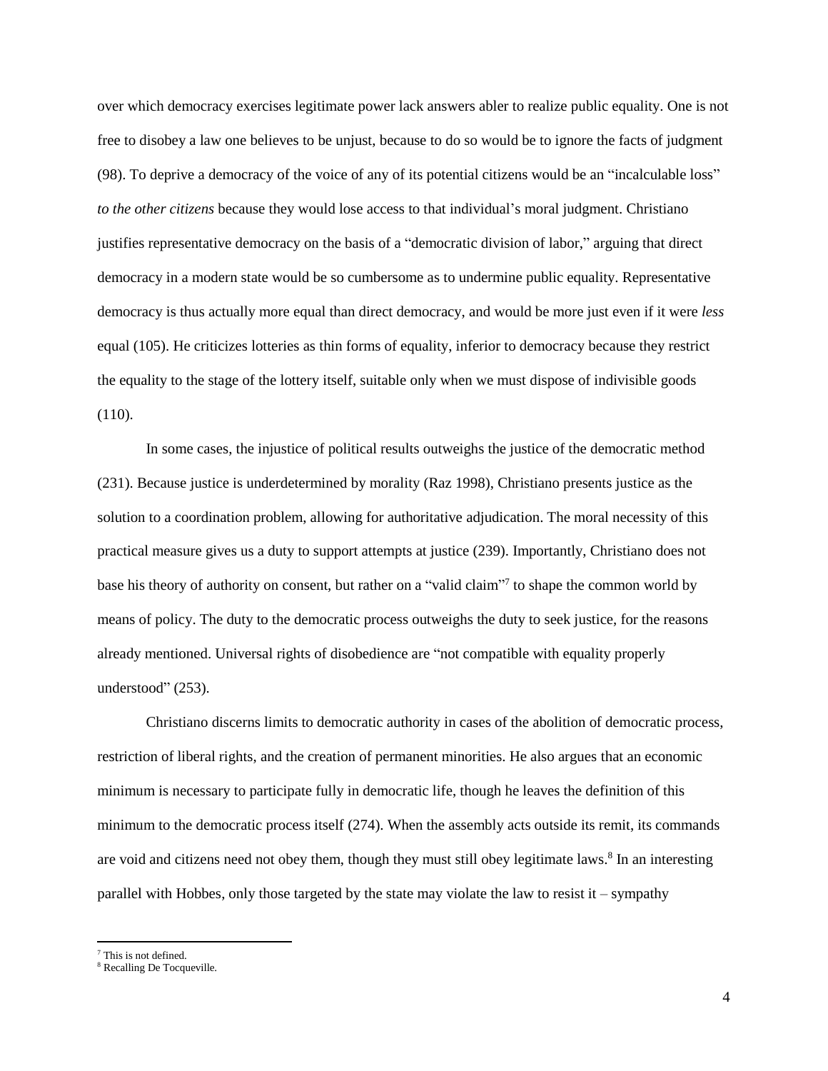over which democracy exercises legitimate power lack answers abler to realize public equality. One is not free to disobey a law one believes to be unjust, because to do so would be to ignore the facts of judgment (98). To deprive a democracy of the voice of any of its potential citizens would be an "incalculable loss" *to the other citizens* because they would lose access to that individual's moral judgment. Christiano justifies representative democracy on the basis of a "democratic division of labor," arguing that direct democracy in a modern state would be so cumbersome as to undermine public equality. Representative democracy is thus actually more equal than direct democracy, and would be more just even if it were *less* equal (105). He criticizes lotteries as thin forms of equality, inferior to democracy because they restrict the equality to the stage of the lottery itself, suitable only when we must dispose of indivisible goods (110).

In some cases, the injustice of political results outweighs the justice of the democratic method (231). Because justice is underdetermined by morality (Raz 1998), Christiano presents justice as the solution to a coordination problem, allowing for authoritative adjudication. The moral necessity of this practical measure gives us a duty to support attempts at justice (239). Importantly, Christiano does not base his theory of authority on consent, but rather on a "valid claim"[7] to shape the common world by means of policy. The duty to the democratic process outweighs the duty to seek justice, for the reasons already mentioned. Universal rights of disobedience are "not compatible with equality properly understood" (253).

Christiano discerns limits to democratic authority in cases of the abolition of democratic process, restriction of liberal rights, and the creation of permanent minorities. He also argues that an economic minimum is necessary to participate fully in democratic life, though he leaves the definition of this minimum to the democratic process itself (274). When the assembly acts outside its remit, its commands are void and citizens need not obey them, though they must still obey legitimate laws.[8] In an interesting parallel with Hobbes, only those targeted by the state may violate the law to resist it – sympathy

[7] This is not defined.

[8] Recalling De Tocqueville.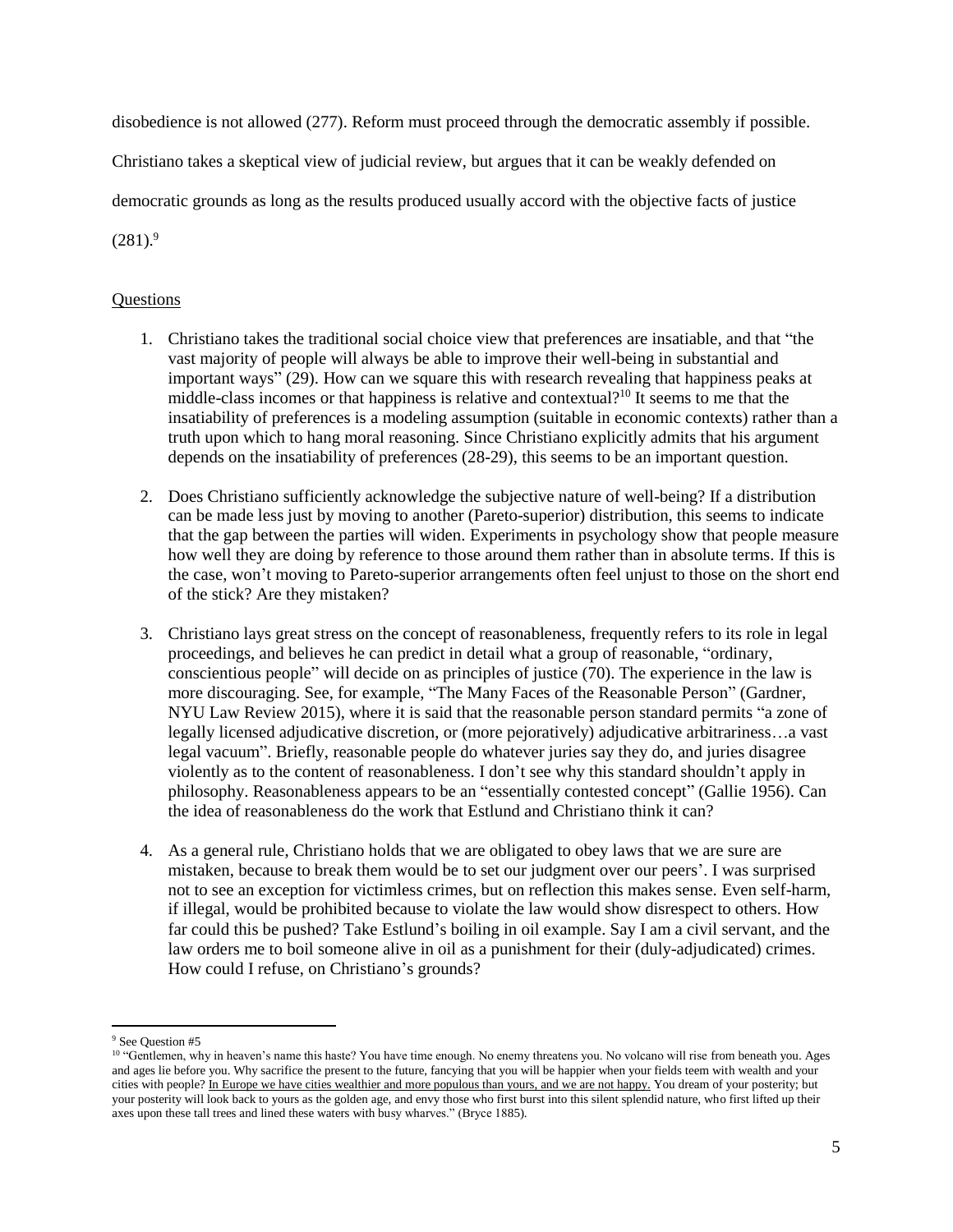disobedience is not allowed (277). Reform must proceed through the democratic assembly if possible. Christiano takes a skeptical view of judicial review, but argues that it can be weakly defended on democratic grounds as long as the results produced usually accord with the objective facts of justice (281).[9]

Questions

1. Christiano takes the traditional social choice view that preferences are insatiable, and that "the vast majority of people will always be able to improve their well-being in substantial and important ways" (29). How can we square this with research revealing that happiness peaks at middle-class incomes or that happiness is relative and contextual?[10] It seems to me that the insatiability of preferences is a modeling assumption (suitable in economic contexts) rather than a truth upon which to hang moral reasoning. Since Christiano explicitly admits that his argument depends on the insatiability of preferences (28-29), this seems to be an important question.

2. Does Christiano sufficiently acknowledge the subjective nature of well-being? If a distribution can be made less just by moving to another (Pareto-superior) distribution, this seems to indicate that the gap between the parties will widen. Experiments in psychology show that people measure how well they are doing by reference to those around them rather than in absolute terms. If this is the case, won't moving to Pareto-superior arrangements often feel unjust to those on the short end of the stick? Are they mistaken?

3. Christiano lays great stress on the concept of reasonableness, frequently refers to its role in legal proceedings, and believes he can predict in detail what a group of reasonable, "ordinary, conscientious people" will decide on as principles of justice (70). The experience in the law is more discouraging. See, for example, "The Many Faces of the Reasonable Person" (Gardner, NYU Law Review 2015), where it is said that the reasonable person standard permits "a zone of legally licensed adjudicative discretion, or (more pejoratively) adjudicative arbitrariness…a vast legal vacuum". Briefly, reasonable people do whatever juries say they do, and juries disagree violently as to the content of reasonableness. I don't see why this standard shouldn't apply in philosophy. Reasonableness appears to be an "essentially contested concept" (Gallie 1956). Can the idea of reasonableness do the work that Estlund and Christiano think it can?

4. As a general rule, Christiano holds that we are obligated to obey laws that we are sure are mistaken, because to break them would be to set our judgment over our peers'. I was surprised not to see an exception for victimless crimes, but on reflection this makes sense. Even self-harm, if illegal, would be prohibited because to violate the law would show disrespect to others. How far could this be pushed? Take Estlund's boiling in oil example. Say I am a civil servant, and the law orders me to boil someone alive in oil as a punishment for their (duly-adjudicated) crimes. How could I refuse, on Christiano's grounds?

---

[9] See Question #5

[10] "Gentlemen, why in heaven's name this haste? You have time enough. No enemy threatens you. No volcano will rise from beneath you. Ages and ages lie before you. Why sacrifice the present to the future, fancying that you will be happier when your fields teem with wealth and your cities with people? In Europe we have cities wealthier and more populous than yours, and we are not happy. You dream of your posterity; but your posterity will look back to yours as the golden age, and envy those who first burst into this silent splendid nature, who first lifted up their axes upon these tall trees and lined these waters with busy wharves." (Bryce 1885).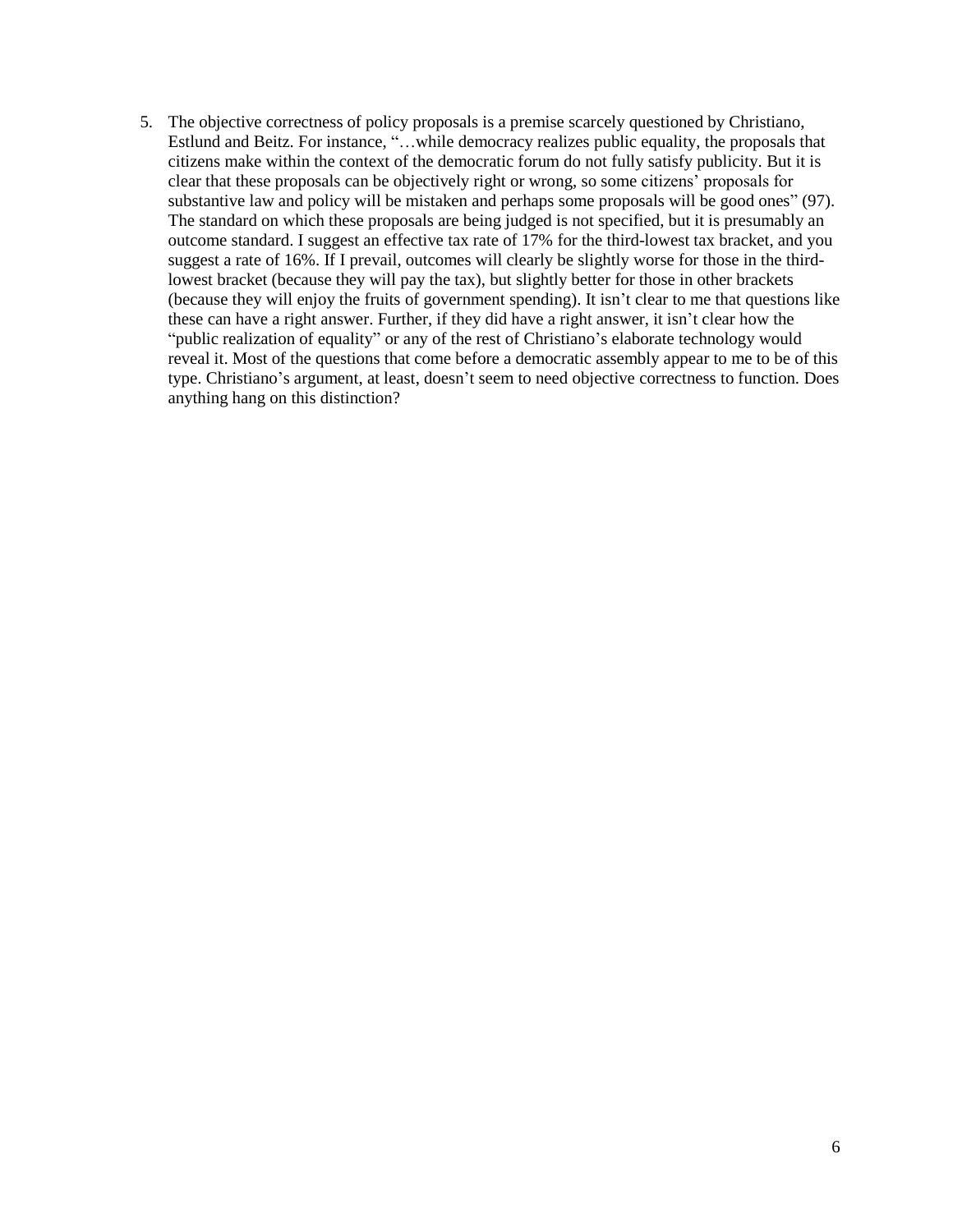5. The objective correctness of policy proposals is a premise scarcely questioned by Christiano, Estlund and Beitz. For instance, "…while democracy realizes public equality, the proposals that citizens make within the context of the democratic forum do not fully satisfy publicity. But it is clear that these proposals can be objectively right or wrong, so some citizens' proposals for substantive law and policy will be mistaken and perhaps some proposals will be good ones" (97). The standard on which these proposals are being judged is not specified, but it is presumably an outcome standard. I suggest an effective tax rate of 17% for the third-lowest tax bracket, and you suggest a rate of 16%. If I prevail, outcomes will clearly be slightly worse for those in the third-lowest bracket (because they will pay the tax), but slightly better for those in other brackets (because they will enjoy the fruits of government spending). It isn't clear to me that questions like these can have a right answer. Further, if they did have a right answer, it isn't clear how the "public realization of equality" or any of the rest of Christiano's elaborate technology would reveal it. Most of the questions that come before a democratic assembly appear to me to be of this type. Christiano's argument, at least, doesn't seem to need objective correctness to function. Does anything hang on this distinction?